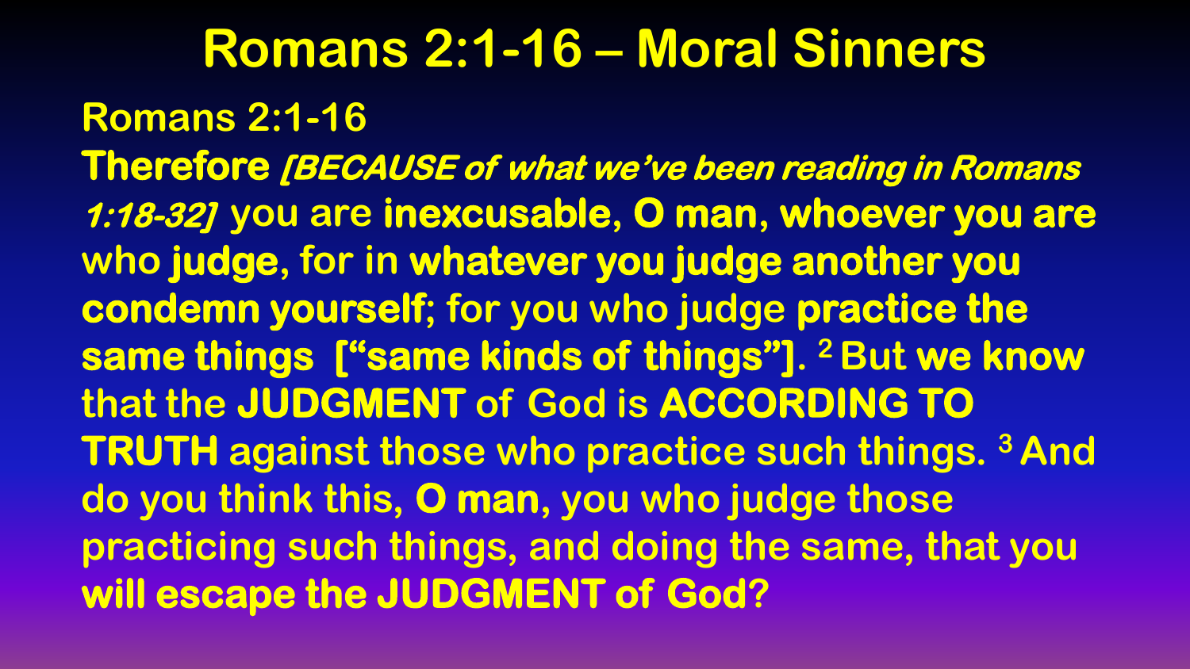# Romans 2:1-16 – Moral Sinners

**Romans 2:1-16**

**Therefore** ***[BECAUSE of what we've been reading in Romans 1:18-32]*** you are **inexcusable, O man, whoever you are** who **judge**, for in **whatever you judge another you condemn yourself**; for you who judge **practice the same things ["same kinds of things"]**. [2] But **we know** that the **JUDGMENT** of God is **ACCORDING TO TRUTH** against those who practice such things. [3] And do you think this, **O man**, you who judge those practicing such things, and doing the same, that you **will escape the JUDGMENT of God**?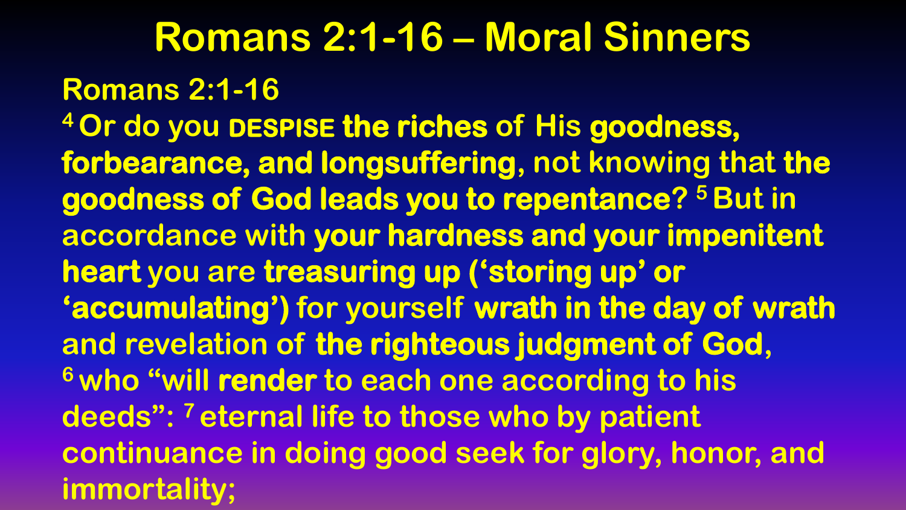# Romans 2:1-16 – Moral Sinners

**Romans 2:1-16**

[4] **Or do you DESPISE the riches** of His **goodness, forbearance, and longsuffering**, not knowing that **the goodness of God leads you to repentance**? [5] But in accordance with **your hardness and your impenitent heart** you are **treasuring up ('storing up' or 'accumulating')** for yourself **wrath in the day of wrath** and revelation of **the righteous judgment of God**, [6] who "will **render** to each one according to his deeds": [7] **eternal life to those who by patient continuance in doing good seek for glory, honor, and immortality;**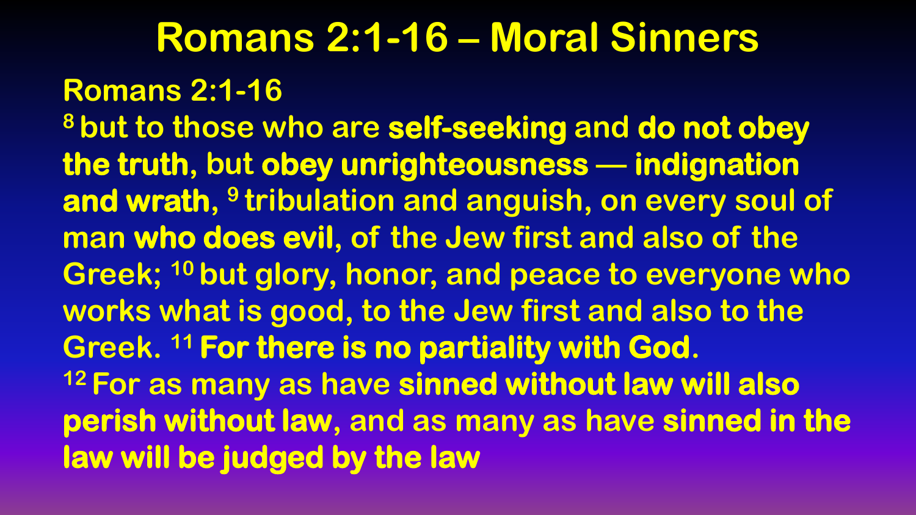# Romans 2:1-16 – Moral Sinners

**Romans 2:1-16**

[8] but to those who are **self-seeking** and **do not obey the truth**, but **obey unrighteousness — indignation and wrath**, [9] tribulation and anguish, on every soul of man **who does evil**, of the Jew first and also of the Greek; [10] but glory, honor, and peace to everyone who works what is good, to the Jew first and also to the Greek. [11] **For there is no partiality with God**.

[12] For as many as have **sinned without law will also perish without law**, and as many as have **sinned in the law will be judged by the law**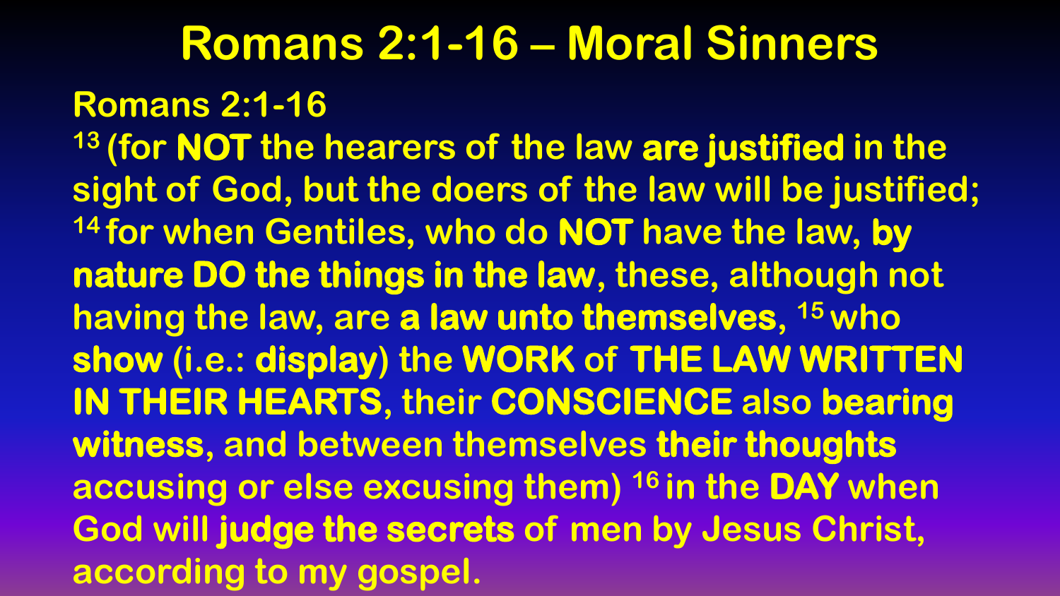# Romans 2:1-16 – Moral Sinners

**Romans 2:1-16**

[13] (for **NOT** the hearers of the law **are justified** in the sight of God, but the doers of the law will be justified; [14] for when Gentiles, who do **NOT** have the law, **by nature DO the things in the law**, these, although not having the law, are **a law unto themselves**, [15] who **show** (i.e.: **display**) the **WORK** of **THE LAW WRITTEN IN THEIR HEARTS**, their **CONSCIENCE** also **bearing witness**, and between themselves **their thoughts** accusing or else excusing them) [16] in the **DAY** when God will **judge the secrets** of men by Jesus Christ, according to my gospel.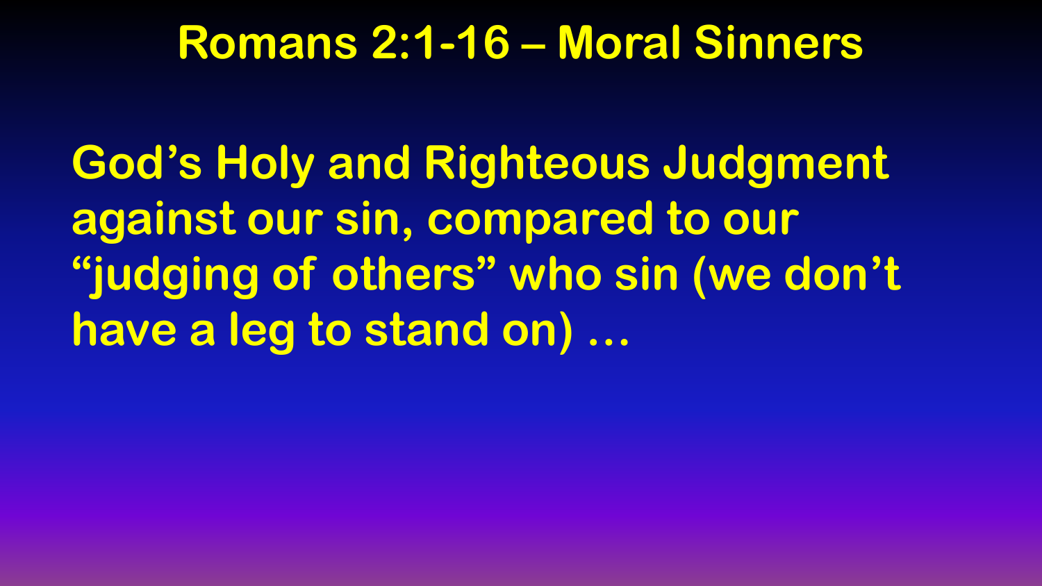# Romans 2:1-16 – Moral Sinners

**God's Holy and Righteous Judgment against our sin, compared to our "judging of others" who sin (we don't have a leg to stand on) …**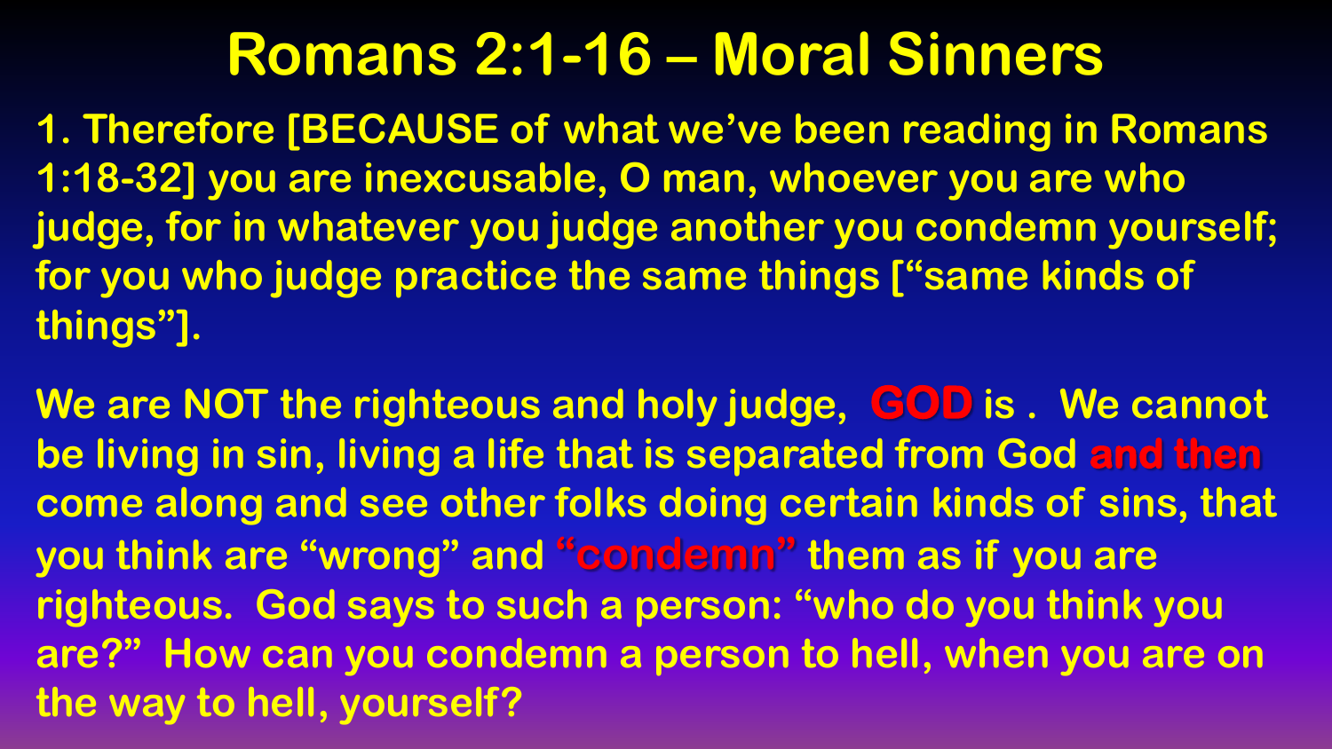# Romans 2:1-16 – Moral Sinners

**1. Therefore [BECAUSE of what we've been reading in Romans 1:18-32] you are inexcusable, O man, whoever you are who judge, for in whatever you judge another you condemn yourself; for you who judge practice the same things ["same kinds of things"].**

**We are NOT the righteous and holy judge, GOD is . We cannot be living in sin, living a life that is separated from God and then come along and see other folks doing certain kinds of sins, that you think are "wrong" and "condemn" them as if you are righteous. God says to such a person: "who do you think you are?" How can you condemn a person to hell, when you are on the way to hell, yourself?**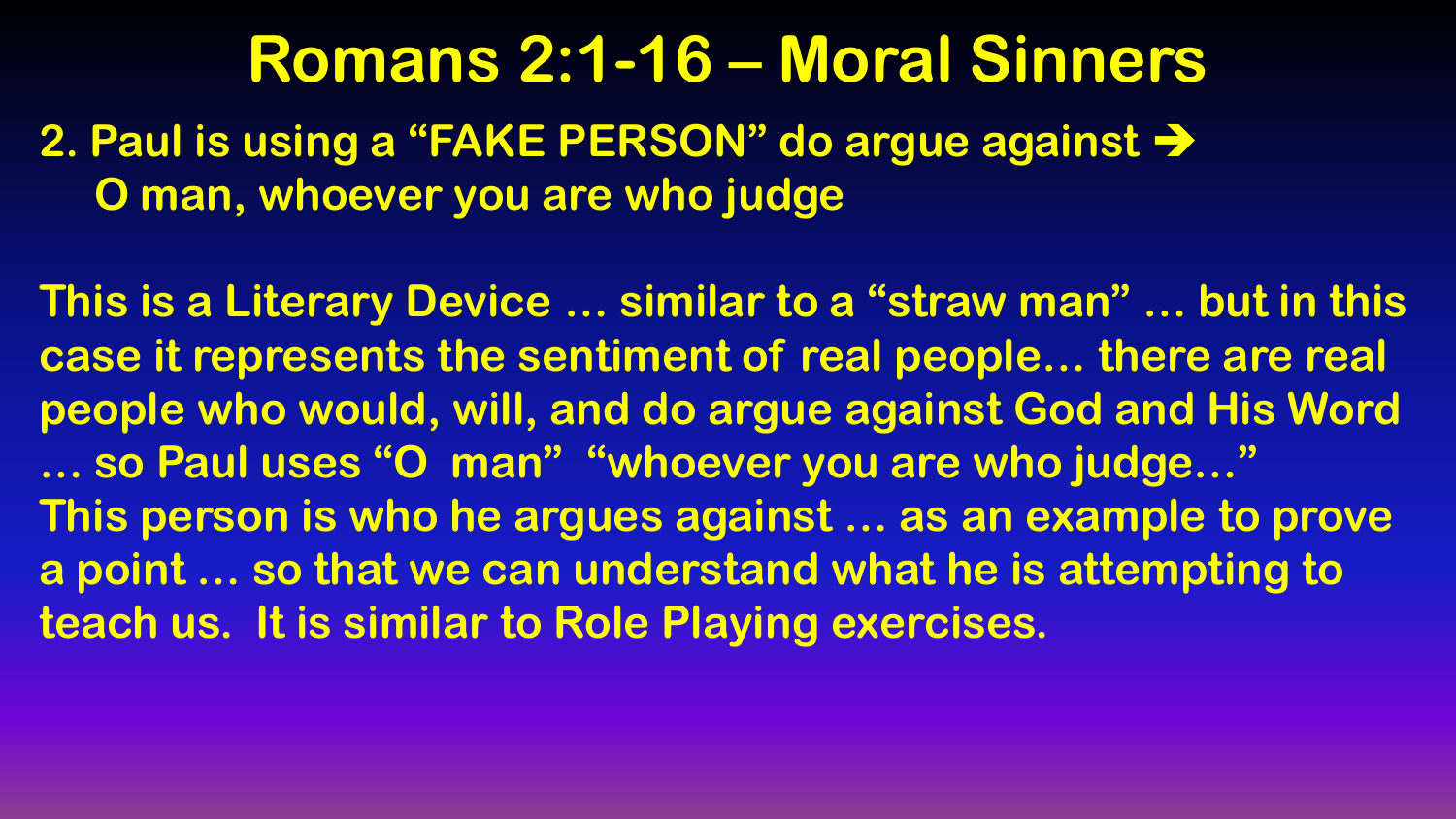# Romans 2:1-16 – Moral Sinners

**2. Paul is using a "FAKE PERSON" do argue against ➔**
**O man, whoever you are who judge**

**This is a Literary Device … similar to a "straw man" … but in this case it represents the sentiment of real people… there are real people who would, will, and do argue against God and His Word … so Paul uses "O man" "whoever you are who judge…"**
**This person is who he argues against … as an example to prove a point … so that we can understand what he is attempting to teach us. It is similar to Role Playing exercises.**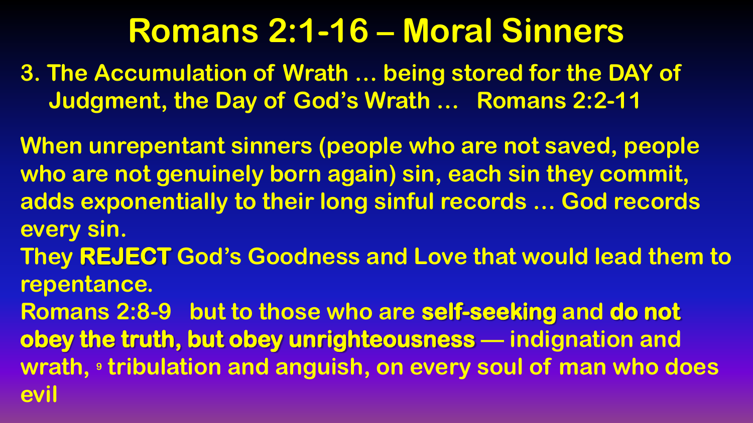# Romans 2:1-16 – Moral Sinners

**3. The Accumulation of Wrath … being stored for the DAY of Judgment, the Day of God's Wrath … Romans 2:2-11**

When unrepentant sinners (people who are not saved, people who are not genuinely born again) sin, each sin they commit, adds exponentially to their long sinful records … God records every sin.

They **REJECT** God's Goodness and Love that would lead them to repentance.

Romans 2:8-9 but to those who are **self-seeking** and **do not obey the truth, but obey unrighteousness** — indignation and wrath, [9] tribulation and anguish, on every soul of man who does evil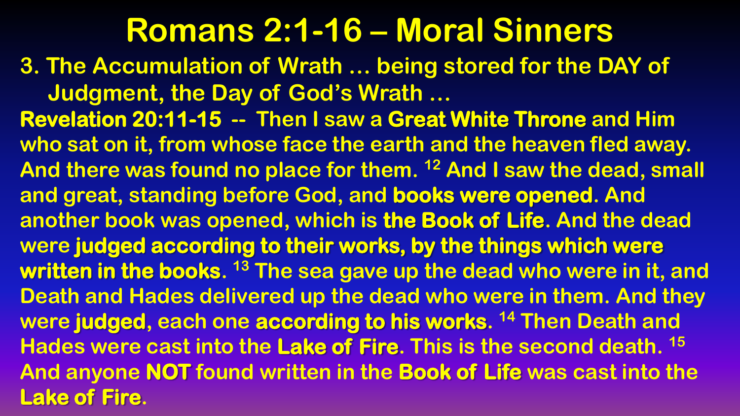# Romans 2:1-16 – Moral Sinners

3. The Accumulation of Wrath … being stored for the DAY of Judgment, the Day of God's Wrath …

**Revelation 20:11-15** -- Then I saw a **Great White Throne** and Him who sat on it, from whose face the earth and the heaven fled away. And there was found no place for them. [12] And I saw the dead, small and great, standing before God, and **books were opened**. And another book was opened, which is **the Book of Life**. And the dead were **judged according to their works, by the things which were written in the books**. [13] The sea gave up the dead who were in it, and Death and Hades delivered up the dead who were in them. And they were **judged**, each one **according to his works**. [14] Then Death and Hades were cast into the **Lake of Fire**. This is the second death. [15] And anyone **NOT** found written in the **Book of Life** was cast into the **Lake of Fire**.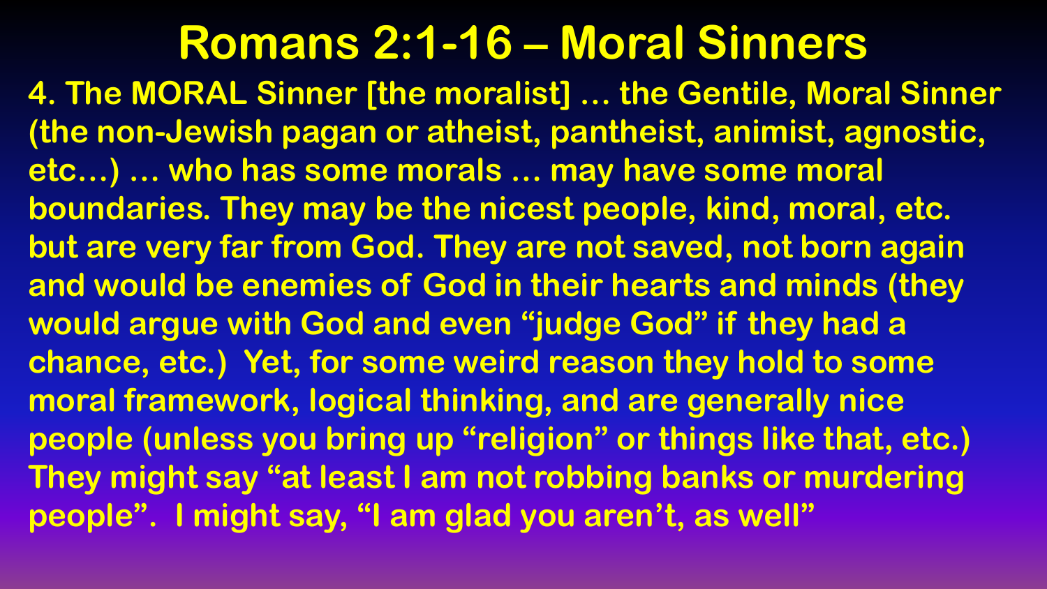# Romans 2:1-16 – Moral Sinners

**4. The MORAL Sinner [the moralist] … the Gentile, Moral Sinner (the non-Jewish pagan or atheist, pantheist, animist, agnostic, etc…) … who has some morals … may have some moral boundaries. They may be the nicest people, kind, moral, etc. but are very far from God. They are not saved, not born again and would be enemies of God in their hearts and minds (they would argue with God and even "judge God" if they had a chance, etc.) Yet, for some weird reason they hold to some moral framework, logical thinking, and are generally nice people (unless you bring up "religion" or things like that, etc.) They might say "at least I am not robbing banks or murdering people". I might say, "I am glad you aren't, as well"**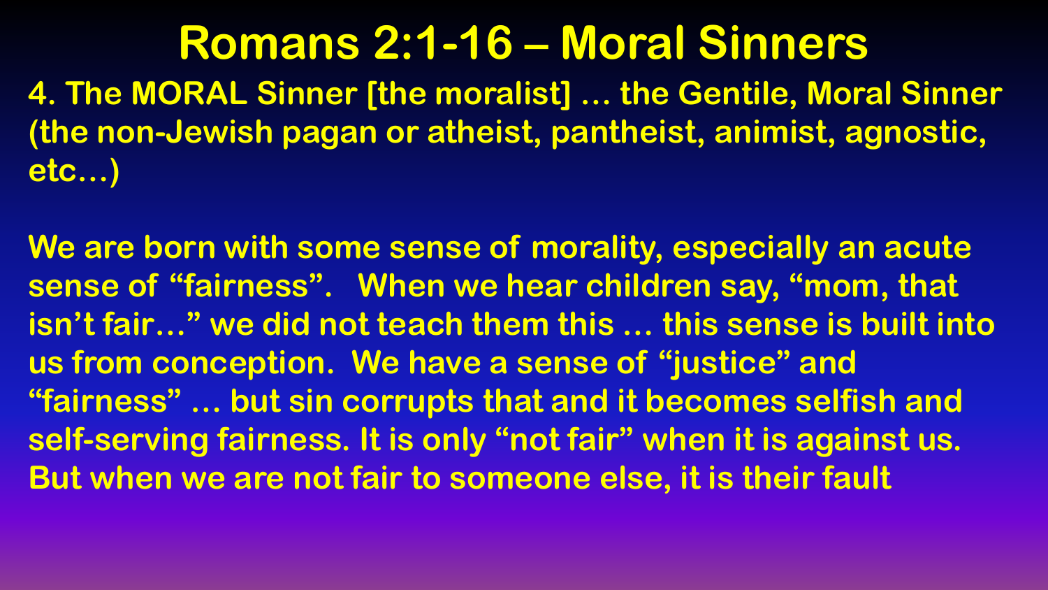# Romans 2:1-16 – Moral Sinners

**4. The MORAL Sinner [the moralist] … the Gentile, Moral Sinner (the non-Jewish pagan or atheist, pantheist, animist, agnostic, etc…)**

We are born with some sense of morality, especially an acute sense of "fairness". When we hear children say, "mom, that isn't fair…" we did not teach them this … this sense is built into us from conception. We have a sense of "justice" and "fairness" … but sin corrupts that and it becomes selfish and self-serving fairness. It is only "not fair" when it is against us. But when we are not fair to someone else, it is their fault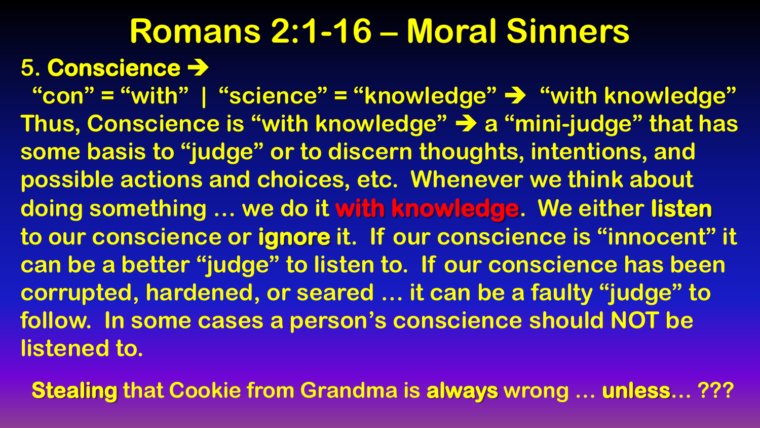# Romans 2:1-16 – Moral Sinners

5. **Conscience ➔**

"con" = "with" | "science" = "knowledge" ➔ "with knowledge"

Thus, Conscience is "with knowledge" ➔ a "mini-judge" that has some basis to "judge" or to discern thoughts, intentions, and possible actions and choices, etc. Whenever we think about doing something … we do it **with knowledge**. We either **listen** to our conscience or **ignore** it. If our conscience is "innocent" it can be a better "judge" to listen to. If our conscience has been corrupted, hardened, or seared … it can be a faulty "judge" to follow. In some cases a person's conscience should NOT be listened to.

**Stealing** that Cookie from Grandma is **always** wrong … **unless**… ???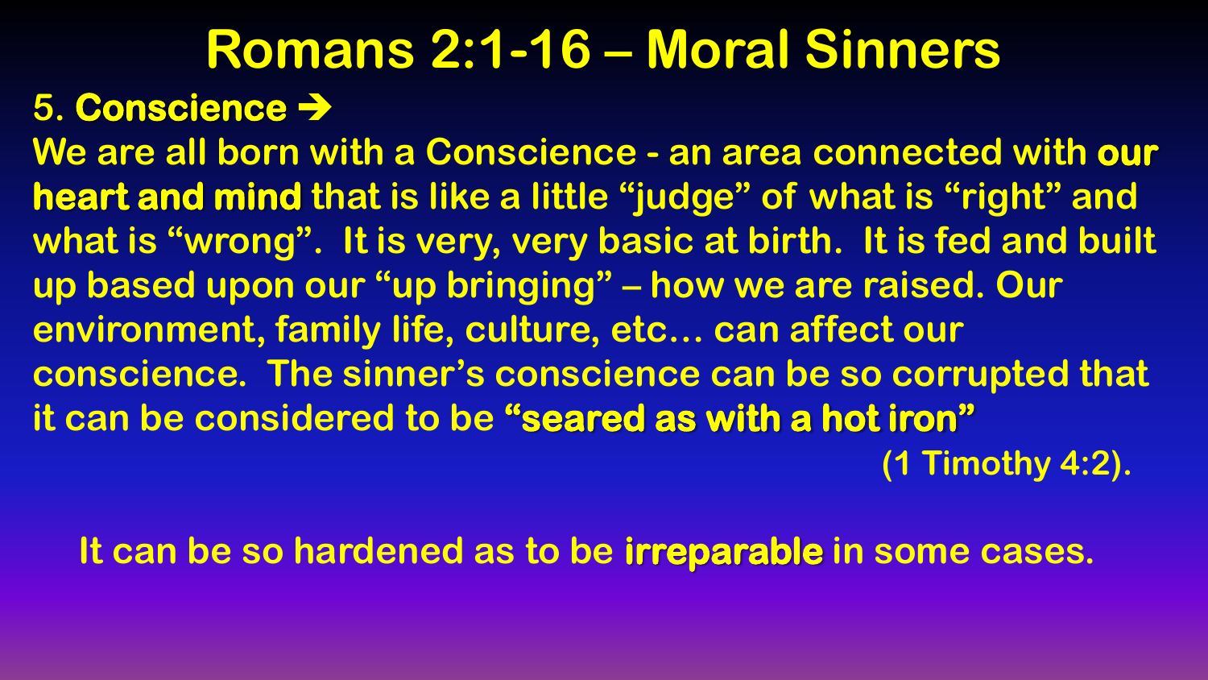# Romans 2:1-16 – Moral Sinners

5. **Conscience** ➔

We are all born with a Conscience - an area connected with **our heart and mind** that is like a little "judge" of what is "right" and what is "wrong". It is very, very basic at birth. It is fed and built up based upon our "up bringing" – how we are raised. Our environment, family life, culture, etc… can affect our conscience. The sinner's conscience can be so corrupted that it can be considered to be **"seared as with a hot iron"** (1 Timothy 4:2).

It can be so hardened as to be **irreparable** in some cases.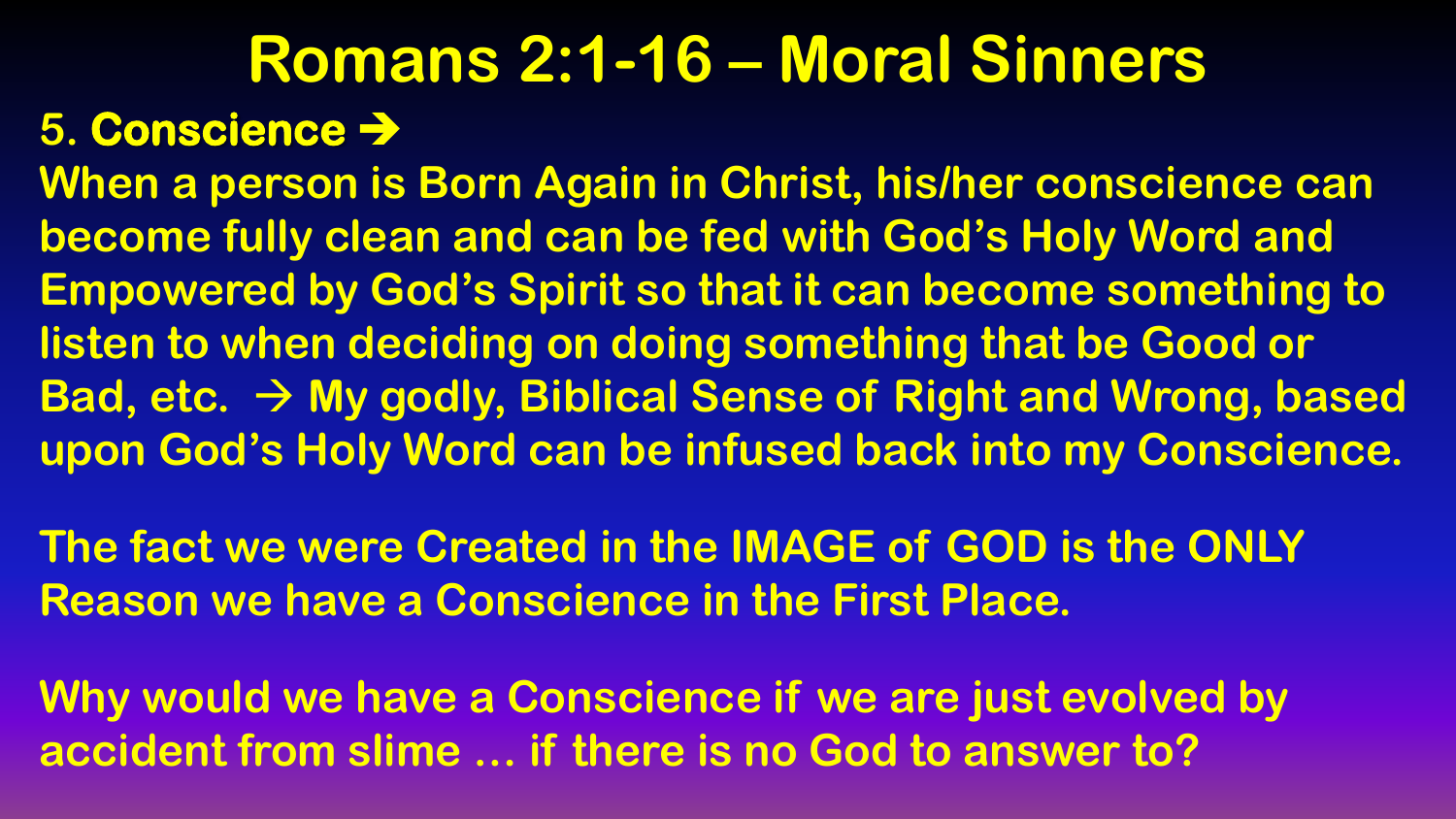# Romans 2:1-16 – Moral Sinners

5. **Conscience →**

When a person is Born Again in Christ, his/her conscience can become fully clean and can be fed with God's Holy Word and Empowered by God's Spirit so that it can become something to listen to when deciding on doing something that be Good or Bad, etc. → My godly, Biblical Sense of Right and Wrong, based upon God's Holy Word can be infused back into my Conscience.

The fact we were Created in the IMAGE of GOD is the ONLY Reason we have a Conscience in the First Place.

Why would we have a Conscience if we are just evolved by accident from slime … if there is no God to answer to?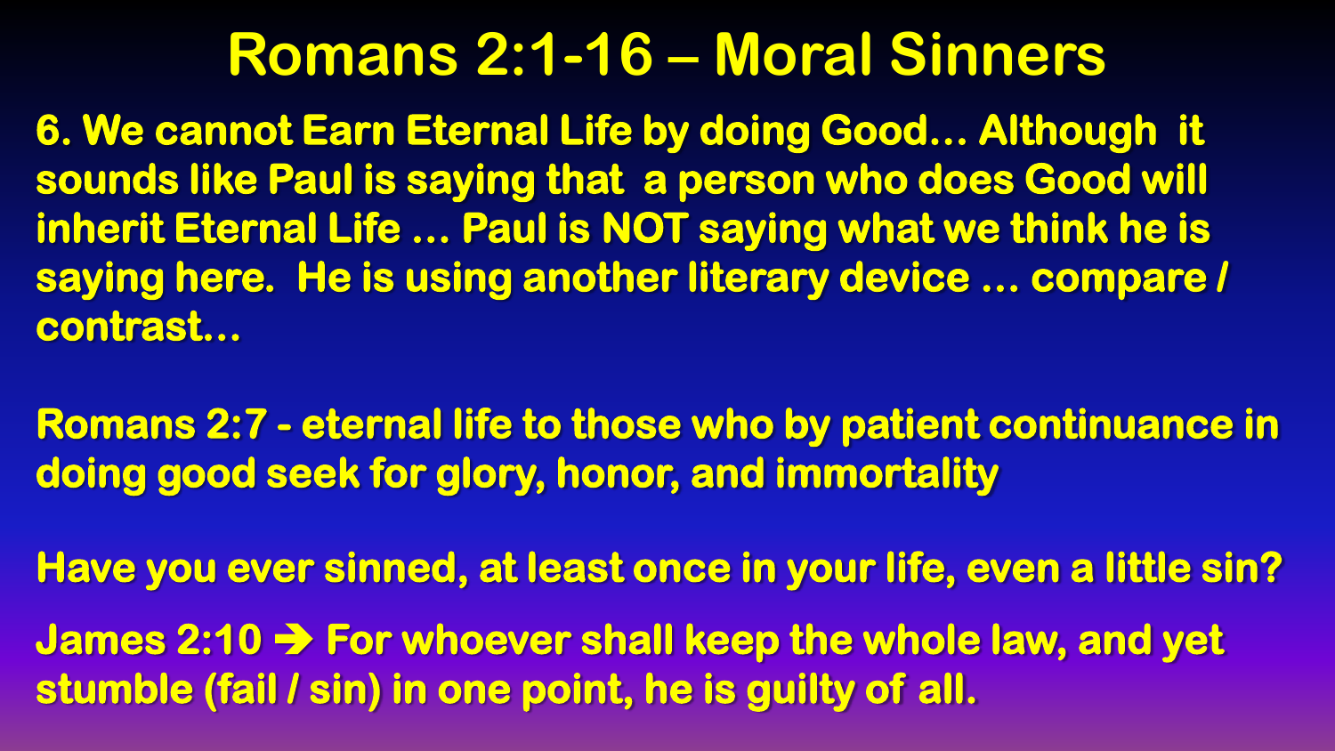# Romans 2:1-16 – Moral Sinners

**6. We cannot Earn Eternal Life by doing Good… Although it sounds like Paul is saying that a person who does Good will inherit Eternal Life … Paul is NOT saying what we think he is saying here. He is using another literary device … compare / contrast…**

**Romans 2:7 - eternal life to those who by patient continuance in doing good seek for glory, honor, and immortality**

**Have you ever sinned, at least once in your life, even a little sin?**

**James 2:10 ➔ For whoever shall keep the whole law, and yet stumble (fail / sin) in one point, he is guilty of all.**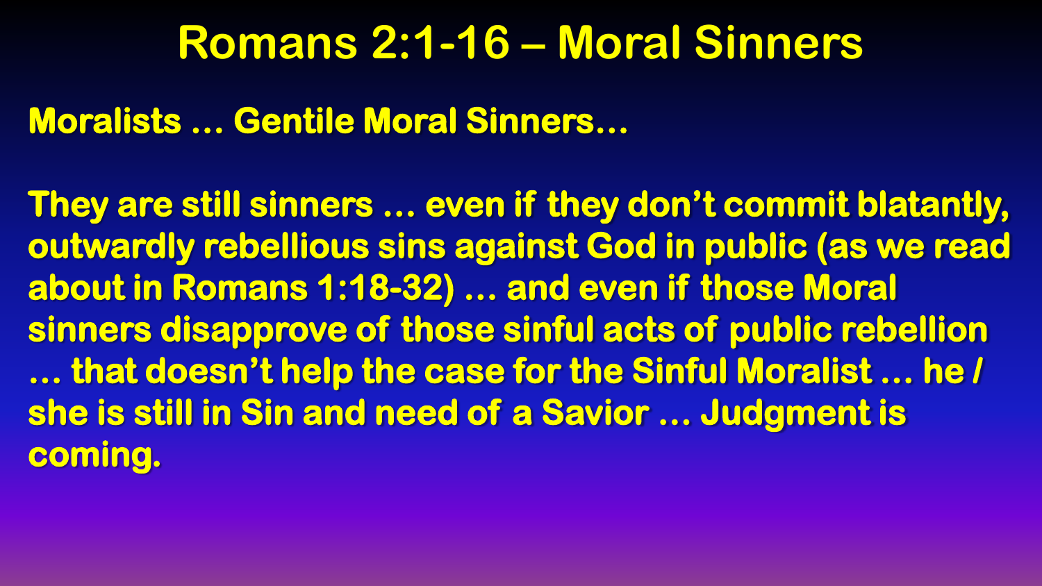# Romans 2:1-16 – Moral Sinners

**Moralists … Gentile Moral Sinners…**

**They are still sinners … even if they don't commit blatantly, outwardly rebellious sins against God in public (as we read about in Romans 1:18-32) … and even if those Moral sinners disapprove of those sinful acts of public rebellion … that doesn't help the case for the Sinful Moralist … he / she is still in Sin and need of a Savior … Judgment is coming.**